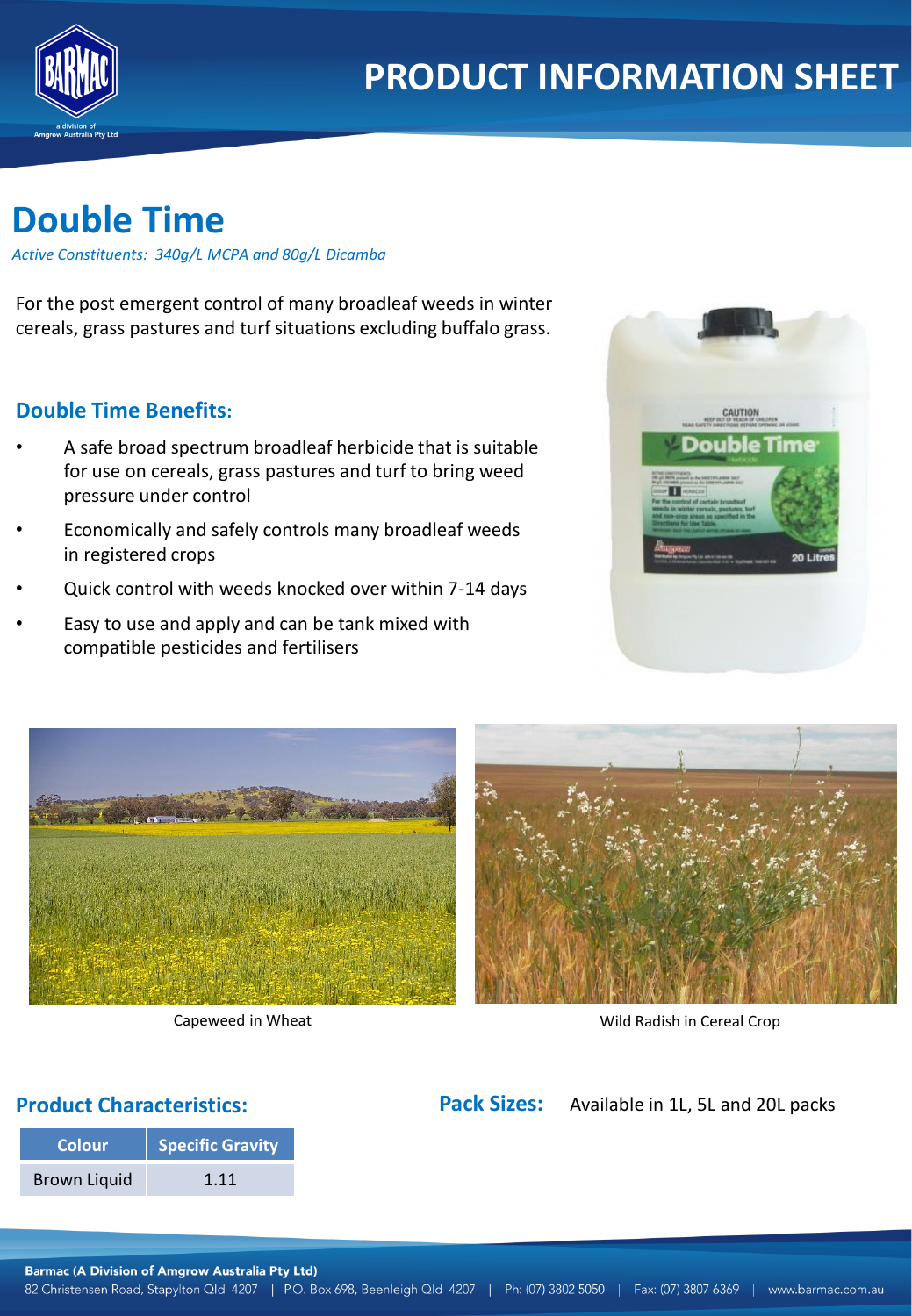# PRODUCT INFORMATION SHEET

# Double Time

*Active Constituents: 340g/L MCPA and 80g/L Dicamba*

For the post emergent control of many broadleaf weeds in winter cereals, grass pastures and turf situations excluding buffalo grass.

## Double Time Benefits:

- A safe broad spectrum broadleaf herbicide that is suitable for use on cereals, grass pastures and turf to bring weed pressure under control
- Economically and safely controls many broadleaf weeds in registered crops
- Quick control with weeds knocked over within 7-14 days
- Easy to use and apply and can be tank mixed with compatible pesticides and fertilisers

Capeweed in Wheat

Wild Radish in Cereal Crop

## Product Characteristics:

| Colour | Specific Gravity |
| --- | --- |
| Brown Liquid | 1.11 |

**Pack Sizes:** Available in 1L, 5L and 20L packs

**Barmac (A Division of Amgrow Australia Pty Ltd)**
82 Christensen Road, Stapylton Qld 4207 | P.O. Box 698, Beenleigh Qld 4207 | Ph: (07) 3802 5050 | Fax: (07) 3807 6369 | www.barmac.com.au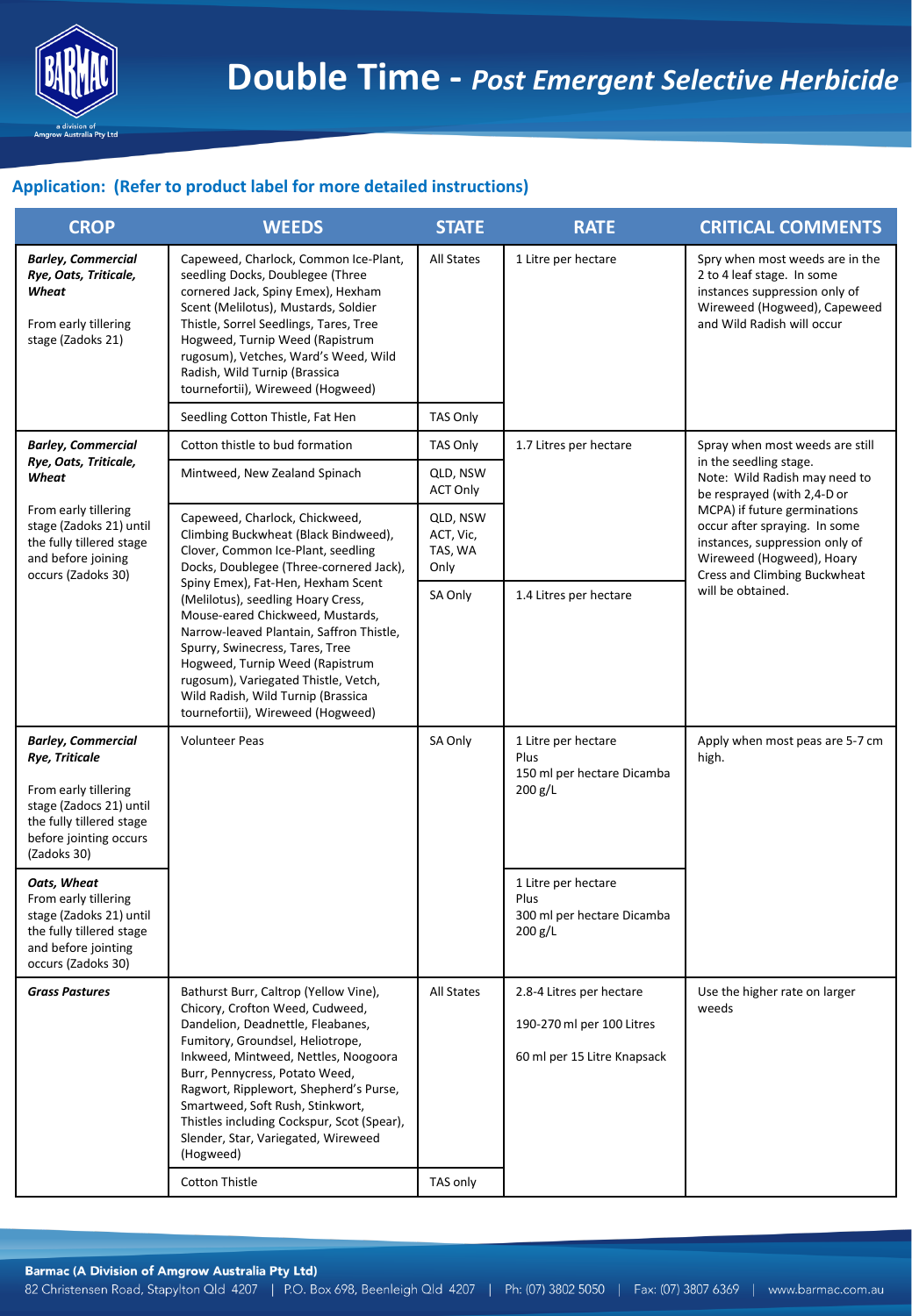# Double Time - *Post Emergent Selective Herbicide*

## Application: (Refer to product label for more detailed instructions)

| CROP | WEEDS | STATE | RATE | CRITICAL COMMENTS |
|---|---|---|---|---|
| ***Barley, Commercial Rye, Oats, Triticale, Wheat***<br><br>From early tillering stage (Zadoks 21) | Capeweed, Charlock, Common Ice-Plant, seedling Docks, Doublegee (Three cornered Jack, Spiny Emex), Hexham Scent (Melilotus), Mustards, Soldier Thistle, Sorrel Seedlings, Tares, Tree Hogweed, Turnip Weed (Rapistrum rugosum), Vetches, Ward's Weed, Wild Radish, Wild Turnip (Brassica tournefortii), Wireweed (Hogweed) | All States | 1 Litre per hectare | Spry when most weeds are in the 2 to 4 leaf stage. In some instances suppression only of Wireweed (Hogweed), Capeweed and Wild Radish will occur |
| | Seedling Cotton Thistle, Fat Hen | TAS Only | | |
| ***Barley, Commercial Rye, Oats, Triticale, Wheat***<br><br>From early tillering stage (Zadoks 21) until the fully tillered stage and before joining occurs (Zadoks 30) | Cotton thistle to bud formation | TAS Only | 1.7 Litres per hectare | Spray when most weeds are still in the seedling stage.<br>Note: Wild Radish may need to be resprayed (with 2,4-D or MCPA) if future germinations occur after spraying. In some instances, suppression only of Wireweed (Hogweed), Hoary Cress and Climbing Buckwheat will be obtained. |
| | Mintweed, New Zealand Spinach | QLD, NSW ACT Only | | |
| | Capeweed, Charlock, Chickweed, Climbing Buckwheat (Black Bindweed), Clover, Common Ice-Plant, seedling Docks, Doublegee (Three-cornered Jack), Spiny Emex), Fat-Hen, Hexham Scent (Melilotus), seedling Hoary Cress, Mouse-eared Chickweed, Mustards, Narrow-leaved Plantain, Saffron Thistle, Spurry, Swinecress, Tares, Tree Hogweed, Turnip Weed (Rapistrum rugosum), Variegated Thistle, Vetch, Wild Radish, Wild Turnip (Brassica tournefortii), Wireweed (Hogweed) | QLD, NSW ACT, Vic, TAS, WA Only | | |
| | | SA Only | 1.4 Litres per hectare | |
| ***Barley, Commercial Rye, Triticale***<br><br>From early tillering stage (Zadocs 21) until the fully tillered stage before jointing occurs (Zadoks 30) | Volunteer Peas | SA Only | 1 Litre per hectare<br>Plus<br>150 ml per hectare Dicamba 200 g/L | Apply when most peas are 5-7 cm high. |
| ***Oats, Wheat***<br>From early tillering stage (Zadoks 21) until the fully tillered stage and before jointing occurs (Zadoks 30) | | | 1 Litre per hectare<br>Plus<br>300 ml per hectare Dicamba 200 g/L | |
| ***Grass Pastures*** | Bathurst Burr, Caltrop (Yellow Vine), Chicory, Crofton Weed, Cudweed, Dandelion, Deadnettle, Fleabanes, Fumitory, Groundsel, Heliotrope, Inkweed, Mintweed, Nettles, Noogoora Burr, Pennycress, Potato Weed, Ragwort, Ripplewort, Shepherd's Purse, Smartweed, Soft Rush, Stinkwort, Thistles including Cockspur, Scot (Spear), Slender, Star, Variegated, Wireweed (Hogweed) | All States | 2.8-4 Litres per hectare<br><br>190-270 ml per 100 Litres<br><br>60 ml per 15 Litre Knapsack | Use the higher rate on larger weeds |
| | Cotton Thistle | TAS only | | |

**Barmac (A Division of Amgrow Australia Pty Ltd)**
82 Christensen Road, Stapylton Qld 4207 | P.O. Box 698, Beenleigh Qld 4207 | Ph: (07) 3802 5050 | Fax: (07) 3807 6369 | www.barmac.com.au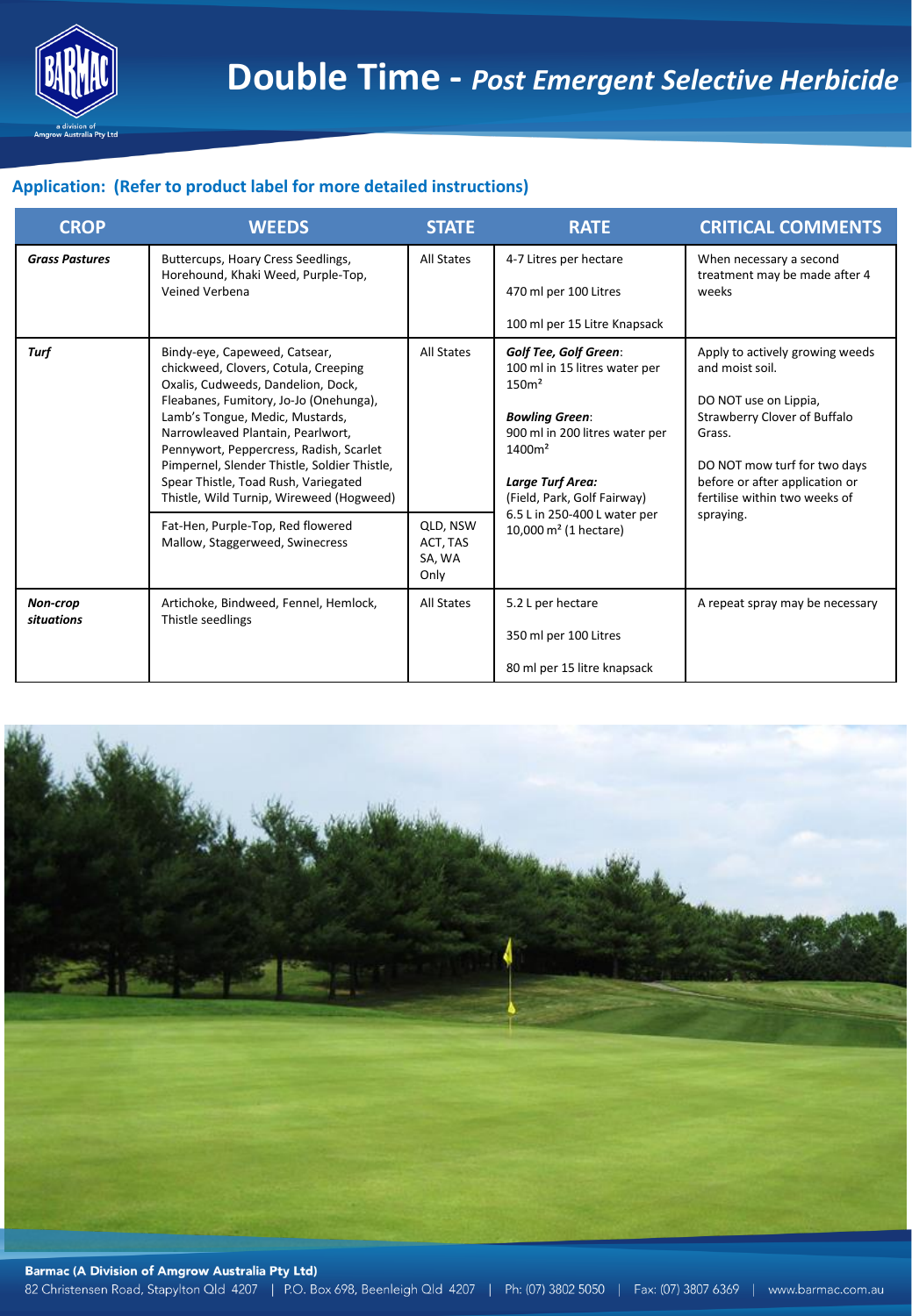# Double Time - *Post Emergent Selective Herbicide*

## Application: (Refer to product label for more detailed instructions)

| CROP | WEEDS | STATE | RATE | CRITICAL COMMENTS |
|---|---|---|---|---|
| ***Grass Pastures*** | Buttercups, Hoary Cress Seedlings, Horehound, Khaki Weed, Purple-Top, Veined Verbena | All States | 4-7 Litres per hectare<br><br>470 ml per 100 Litres<br><br>100 ml per 15 Litre Knapsack | When necessary a second treatment may be made after 4 weeks |
| ***Turf*** | Bindy-eye, Capeweed, Catsear, chickweed, Clovers, Cotula, Creeping Oxalis, Cudweeds, Dandelion, Dock, Fleabanes, Fumitory, Jo-Jo (Onehunga), Lamb's Tongue, Medic, Mustards, Narrowleaved Plantain, Pearlwort, Pennywort, Peppercress, Radish, Scarlet Pimpernel, Slender Thistle, Soldier Thistle, Spear Thistle, Toad Rush, Variegated Thistle, Wild Turnip, Wireweed (Hogweed) | All States | ***Golf Tee, Golf Green***:<br>100 ml in 15 litres water per 150m²<br><br>***Bowling Green***:<br>900 ml in 200 litres water per 1400m²<br><br>***Large Turf Area:***<br>(Field, Park, Golf Fairway)<br>6.5 L in 250-400 L water per 10,000 m² (1 hectare) | Apply to actively growing weeds and moist soil.<br><br>DO NOT use on Lippia, Strawberry Clover of Buffalo Grass.<br><br>DO NOT mow turf for two days before or after application or fertilise within two weeks of spraying. |
| | Fat-Hen, Purple-Top, Red flowered Mallow, Staggerweed, Swinecress | QLD, NSW ACT, TAS SA, WA Only | | |
| ***Non-crop situations*** | Artichoke, Bindweed, Fennel, Hemlock, Thistle seedlings | All States | 5.2 L per hectare<br><br>350 ml per 100 Litres<br><br>80 ml per 15 litre knapsack | A repeat spray may be necessary |

**Barmac (A Division of Amgrow Australia Pty Ltd)**
82 Christensen Road, Stapylton Qld 4207 | P.O. Box 698, Beenleigh Qld 4207 | Ph: (07) 3802 5050 | Fax: (07) 3807 6369 | www.barmac.com.au